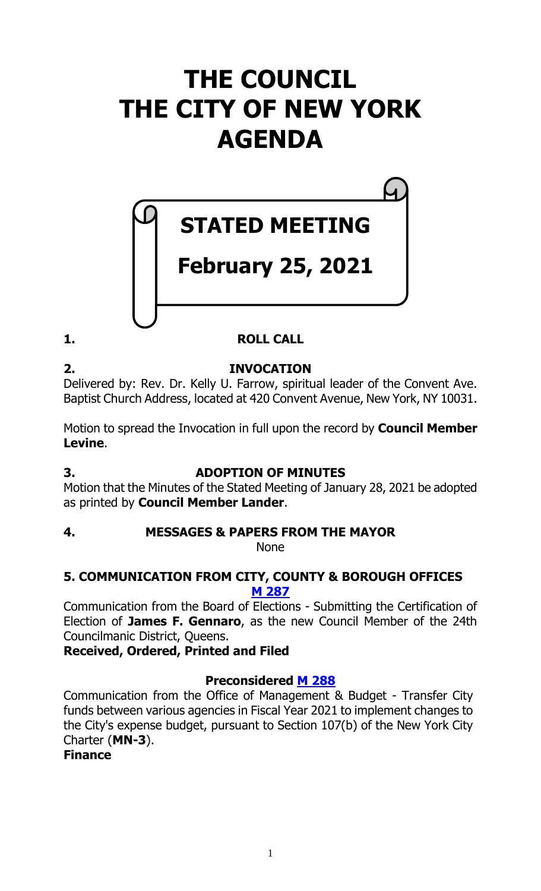# THE COUNCIL
# THE CITY OF NEW YORK
# AGENDA

## STATED MEETING

## February 25, 2021

### 1. ROLL CALL

### 2. INVOCATION

Delivered by: Rev. Dr. Kelly U. Farrow, spiritual leader of the Convent Ave. Baptist Church Address, located at 420 Convent Avenue, New York, NY 10031.

Motion to spread the Invocation in full upon the record by **Council Member Levine**.

### 3. ADOPTION OF MINUTES

Motion that the Minutes of the Stated Meeting of January 28, 2021 be adopted as printed by **Council Member Lander**.

### 4. MESSAGES & PAPERS FROM THE MAYOR

None

### 5. COMMUNICATION FROM CITY, COUNTY & BOROUGH OFFICES

**M 287**

Communication from the Board of Elections - Submitting the Certification of Election of **James F. Gennaro**, as the new Council Member of the 24th Councilmanic District, Queens.

**Received, Ordered, Printed and Filed**

**Preconsidered M 288**

Communication from the Office of Management & Budget - Transfer City funds between various agencies in Fiscal Year 2021 to implement changes to the City's expense budget, pursuant to Section 107(b) of the New York City Charter (**MN-3**).

**Finance**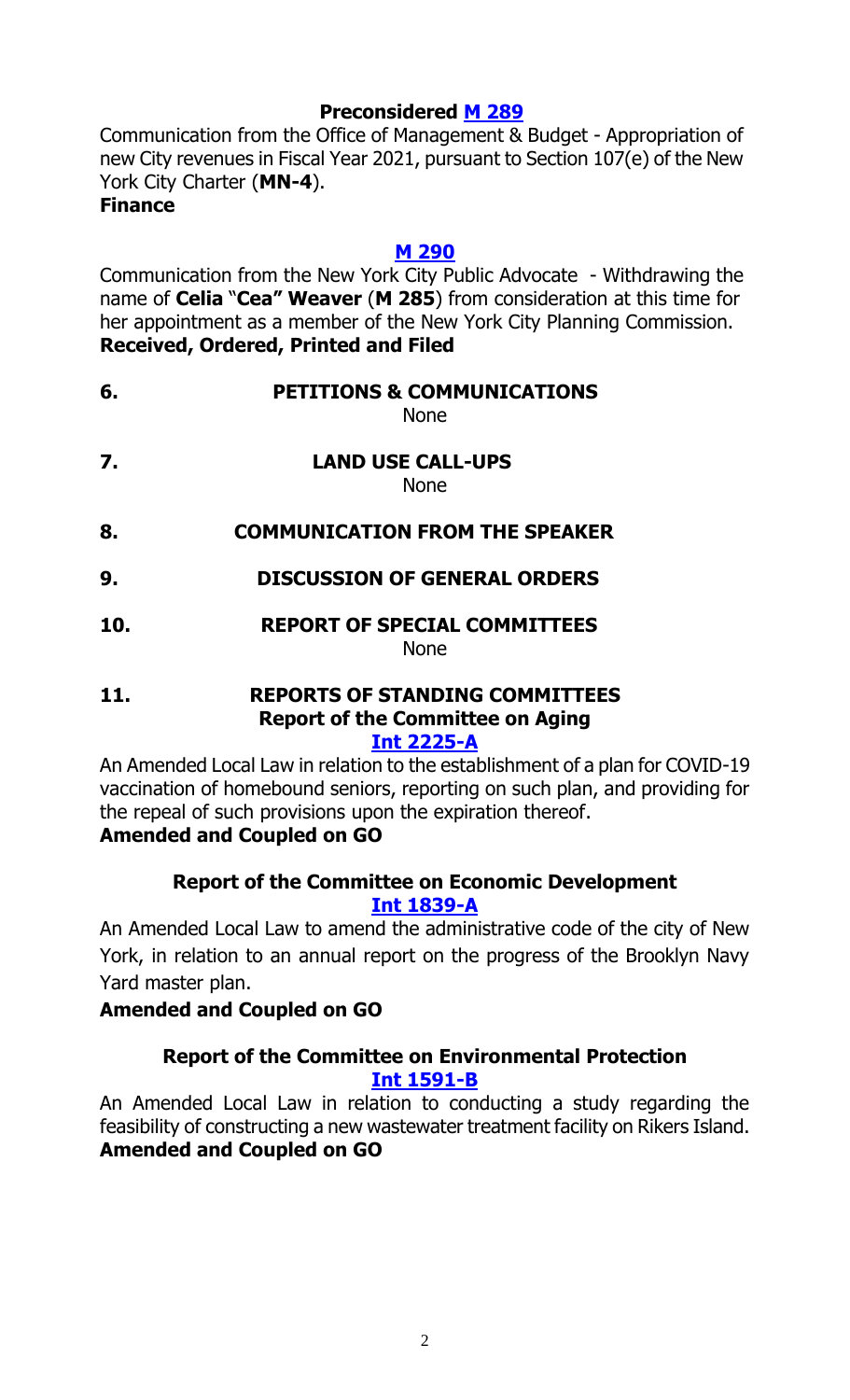**Preconsidered M 289**

Communication from the Office of Management & Budget - Appropriation of new City revenues in Fiscal Year 2021, pursuant to Section 107(e) of the New York City Charter (**MN-4**).
**Finance**

**M 290**

Communication from the New York City Public Advocate - Withdrawing the name of **Celia "Cea" Weaver** (**M 285**) from consideration at this time for her appointment as a member of the New York City Planning Commission.
**Received, Ordered, Printed and Filed**

**6. PETITIONS & COMMUNICATIONS**

None

**7. LAND USE CALL-UPS**

None

**8. COMMUNICATION FROM THE SPEAKER**

**9. DISCUSSION OF GENERAL ORDERS**

**10. REPORT OF SPECIAL COMMITTEES**

None

**11. REPORTS OF STANDING COMMITTEES**

**Report of the Committee on Aging**

**Int 2225-A**

An Amended Local Law in relation to the establishment of a plan for COVID-19 vaccination of homebound seniors, reporting on such plan, and providing for the repeal of such provisions upon the expiration thereof.
**Amended and Coupled on GO**

**Report of the Committee on Economic Development**

**Int 1839-A**

An Amended Local Law to amend the administrative code of the city of New York, in relation to an annual report on the progress of the Brooklyn Navy Yard master plan.
**Amended and Coupled on GO**

**Report of the Committee on Environmental Protection**

**Int 1591-B**

An Amended Local Law in relation to conducting a study regarding the feasibility of constructing a new wastewater treatment facility on Rikers Island.
**Amended and Coupled on GO**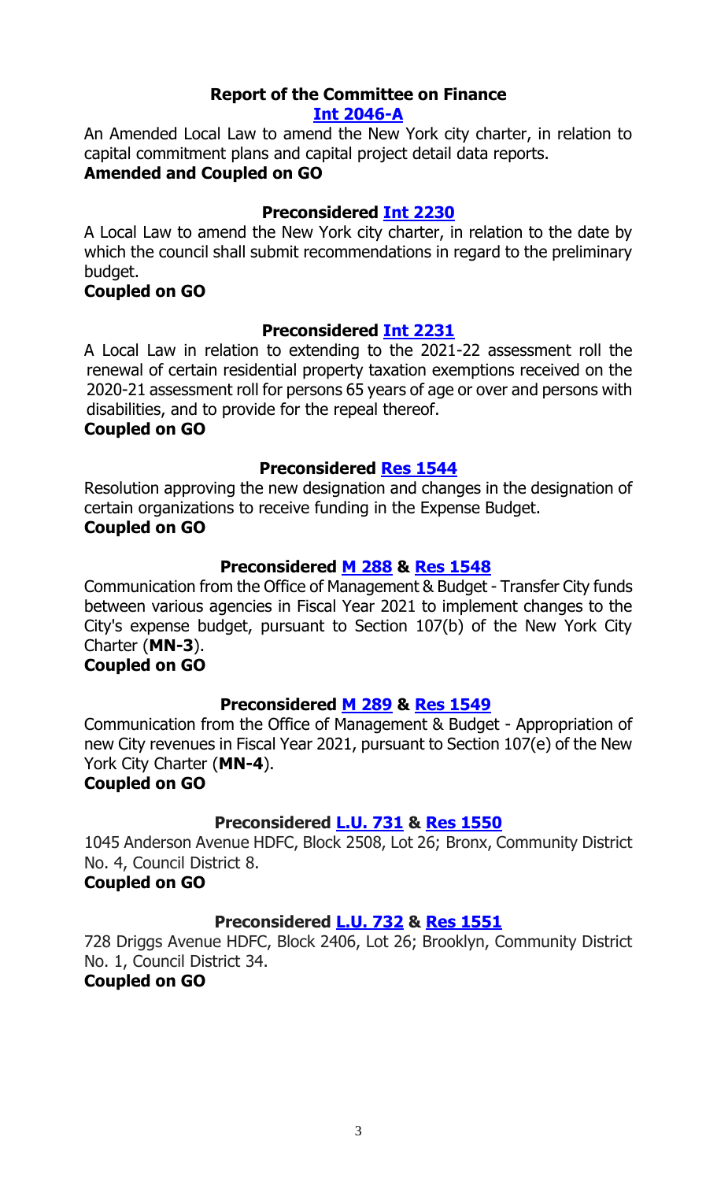## Report of the Committee on Finance

**Int 2046-A**

An Amended Local Law to amend the New York city charter, in relation to capital commitment plans and capital project detail data reports.

**Amended and Coupled on GO**

**Preconsidered Int 2230**

A Local Law to amend the New York city charter, in relation to the date by which the council shall submit recommendations in regard to the preliminary budget.

**Coupled on GO**

**Preconsidered Int 2231**

A Local Law in relation to extending to the 2021-22 assessment roll the renewal of certain residential property taxation exemptions received on the 2020-21 assessment roll for persons 65 years of age or over and persons with disabilities, and to provide for the repeal thereof.

**Coupled on GO**

**Preconsidered Res 1544**

Resolution approving the new designation and changes in the designation of certain organizations to receive funding in the Expense Budget.

**Coupled on GO**

**Preconsidered M 288 & Res 1548**

Communication from the Office of Management & Budget - Transfer City funds between various agencies in Fiscal Year 2021 to implement changes to the City's expense budget, pursuant to Section 107(b) of the New York City Charter (**MN-3**).

**Coupled on GO**

**Preconsidered M 289 & Res 1549**

Communication from the Office of Management & Budget - Appropriation of new City revenues in Fiscal Year 2021, pursuant to Section 107(e) of the New York City Charter (**MN-4**).

**Coupled on GO**

**Preconsidered L.U. 731 & Res 1550**

1045 Anderson Avenue HDFC, Block 2508, Lot 26; Bronx, Community District No. 4, Council District 8.

**Coupled on GO**

**Preconsidered L.U. 732 & Res 1551**

728 Driggs Avenue HDFC, Block 2406, Lot 26; Brooklyn, Community District No. 1, Council District 34.

**Coupled on GO**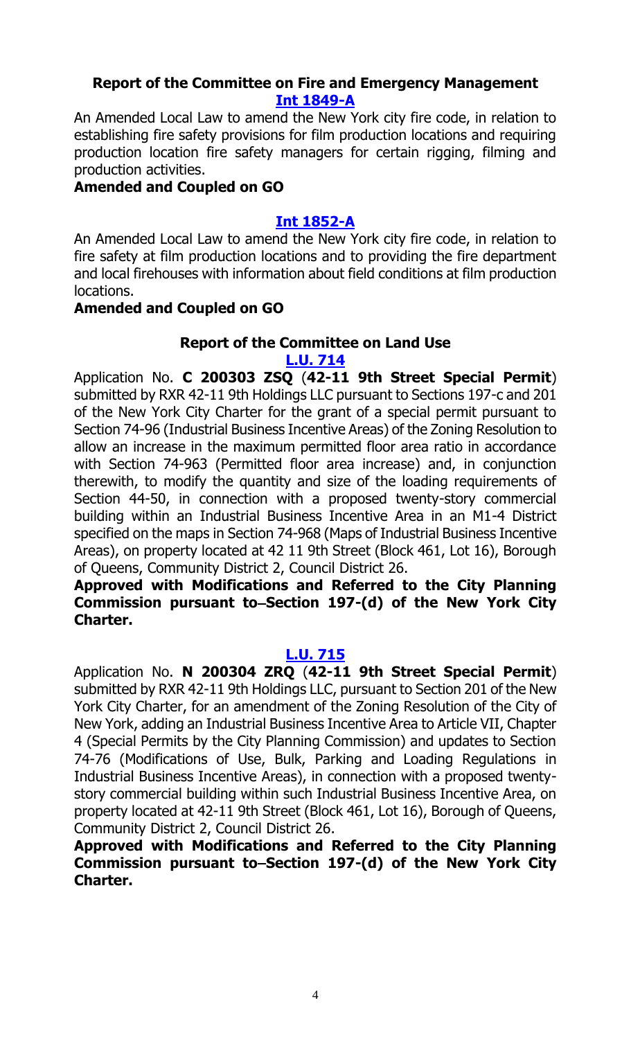### Report of the Committee on Fire and Emergency Management

**[Int 1849-A]**

An Amended Local Law to amend the New York city fire code, in relation to establishing fire safety provisions for film production locations and requiring production location fire safety managers for certain rigging, filming and production activities.

**Amended and Coupled on GO**

**[Int 1852-A]**

An Amended Local Law to amend the New York city fire code, in relation to fire safety at film production locations and to providing the fire department and local firehouses with information about field conditions at film production locations.

**Amended and Coupled on GO**

### Report of the Committee on Land Use

**[L.U. 714]**

Application No. **C 200303 ZSQ** (**42-11 9th Street Special Permit**) submitted by RXR 42-11 9th Holdings LLC pursuant to Sections 197-c and 201 of the New York City Charter for the grant of a special permit pursuant to Section 74-96 (Industrial Business Incentive Areas) of the Zoning Resolution to allow an increase in the maximum permitted floor area ratio in accordance with Section 74-963 (Permitted floor area increase) and, in conjunction therewith, to modify the quantity and size of the loading requirements of Section 44-50, in connection with a proposed twenty-story commercial building within an Industrial Business Incentive Area in an M1-4 District specified on the maps in Section 74-968 (Maps of Industrial Business Incentive Areas), on property located at 42 11 9th Street (Block 461, Lot 16), Borough of Queens, Community District 2, Council District 26.

**Approved with Modifications and Referred to the City Planning Commission pursuant to–Section 197-(d) of the New York City Charter.**

**[L.U. 715]**

Application No. **N 200304 ZRQ** (**42-11 9th Street Special Permit**) submitted by RXR 42-11 9th Holdings LLC, pursuant to Section 201 of the New York City Charter, for an amendment of the Zoning Resolution of the City of New York, adding an Industrial Business Incentive Area to Article VII, Chapter 4 (Special Permits by the City Planning Commission) and updates to Section 74-76 (Modifications of Use, Bulk, Parking and Loading Regulations in Industrial Business Incentive Areas), in connection with a proposed twenty-story commercial building within such Industrial Business Incentive Area, on property located at 42-11 9th Street (Block 461, Lot 16), Borough of Queens, Community District 2, Council District 26.

**Approved with Modifications and Referred to the City Planning Commission pursuant to–Section 197-(d) of the New York City Charter.**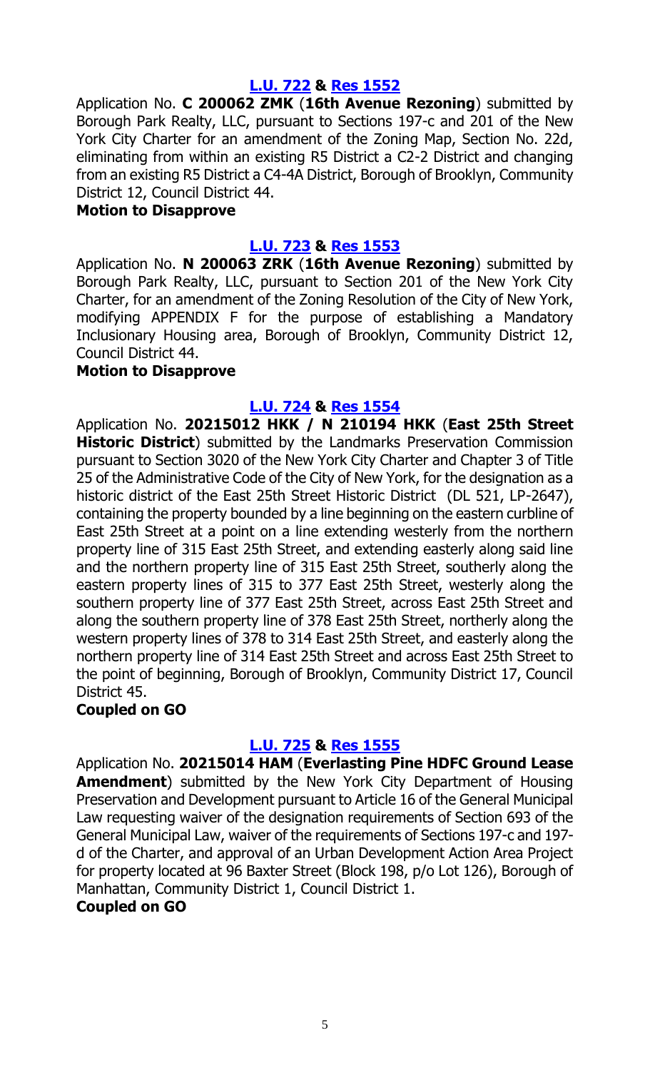**[L.U. 722](#) & [Res 1552](#)**

Application No. **C 200062 ZMK** (**16th Avenue Rezoning**) submitted by Borough Park Realty, LLC, pursuant to Sections 197-c and 201 of the New York City Charter for an amendment of the Zoning Map, Section No. 22d, eliminating from within an existing R5 District a C2-2 District and changing from an existing R5 District a C4-4A District, Borough of Brooklyn, Community District 12, Council District 44.

**Motion to Disapprove**

**[L.U. 723](#) & [Res 1553](#)**

Application No. **N 200063 ZRK** (**16th Avenue Rezoning**) submitted by Borough Park Realty, LLC, pursuant to Section 201 of the New York City Charter, for an amendment of the Zoning Resolution of the City of New York, modifying APPENDIX F for the purpose of establishing a Mandatory Inclusionary Housing area, Borough of Brooklyn, Community District 12, Council District 44.

**Motion to Disapprove**

**[L.U. 724](#) & [Res 1554](#)**

Application No. **20215012 HKK / N 210194 HKK** (**East 25th Street Historic District**) submitted by the Landmarks Preservation Commission pursuant to Section 3020 of the New York City Charter and Chapter 3 of Title 25 of the Administrative Code of the City of New York, for the designation as a historic district of the East 25th Street Historic District (DL 521, LP-2647), containing the property bounded by a line beginning on the eastern curbline of East 25th Street at a point on a line extending westerly from the northern property line of 315 East 25th Street, and extending easterly along said line and the northern property line of 315 East 25th Street, southerly along the eastern property lines of 315 to 377 East 25th Street, westerly along the southern property line of 377 East 25th Street, across East 25th Street and along the southern property line of 378 East 25th Street, northerly along the western property lines of 378 to 314 East 25th Street, and easterly along the northern property line of 314 East 25th Street and across East 25th Street to the point of beginning, Borough of Brooklyn, Community District 17, Council District 45.

**Coupled on GO**

**[L.U. 725](#) & [Res 1555](#)**

Application No. **20215014 HAM** (**Everlasting Pine HDFC Ground Lease Amendment**) submitted by the New York City Department of Housing Preservation and Development pursuant to Article 16 of the General Municipal Law requesting waiver of the designation requirements of Section 693 of the General Municipal Law, waiver of the requirements of Sections 197-c and 197-d of the Charter, and approval of an Urban Development Action Area Project for property located at 96 Baxter Street (Block 198, p/o Lot 126), Borough of Manhattan, Community District 1, Council District 1.

**Coupled on GO**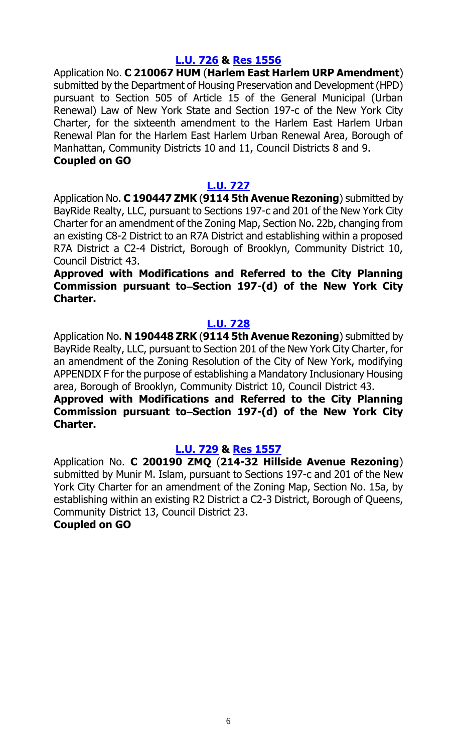### [L.U. 726](#) & [Res 1556](#)

Application No. **C 210067 HUM** (**Harlem East Harlem URP Amendment**) submitted by the Department of Housing Preservation and Development (HPD) pursuant to Section 505 of Article 15 of the General Municipal (Urban Renewal) Law of New York State and Section 197-c of the New York City Charter, for the sixteenth amendment to the Harlem East Harlem Urban Renewal Plan for the Harlem East Harlem Urban Renewal Area, Borough of Manhattan, Community Districts 10 and 11, Council Districts 8 and 9.

**Coupled on GO**

### [L.U. 727](#)

Application No. **C 190447 ZMK** (**9114 5th Avenue Rezoning**) submitted by BayRide Realty, LLC, pursuant to Sections 197-c and 201 of the New York City Charter for an amendment of the Zoning Map, Section No. 22b, changing from an existing C8-2 District to an R7A District and establishing within a proposed R7A District a C2-4 District, Borough of Brooklyn, Community District 10, Council District 43.

**Approved with Modifications and Referred to the City Planning Commission pursuant to–Section 197-(d) of the New York City Charter.**

### [L.U. 728](#)

Application No. **N 190448 ZRK** (**9114 5th Avenue Rezoning**) submitted by BayRide Realty, LLC, pursuant to Section 201 of the New York City Charter, for an amendment of the Zoning Resolution of the City of New York, modifying APPENDIX F for the purpose of establishing a Mandatory Inclusionary Housing area, Borough of Brooklyn, Community District 10, Council District 43.

**Approved with Modifications and Referred to the City Planning Commission pursuant to–Section 197-(d) of the New York City Charter.**

### [L.U. 729](#) & [Res 1557](#)

Application No. **C 200190 ZMQ** (**214-32 Hillside Avenue Rezoning**) submitted by Munir M. Islam, pursuant to Sections 197-c and 201 of the New York City Charter for an amendment of the Zoning Map, Section No. 15a, by establishing within an existing R2 District a C2-3 District, Borough of Queens, Community District 13, Council District 23.

**Coupled on GO**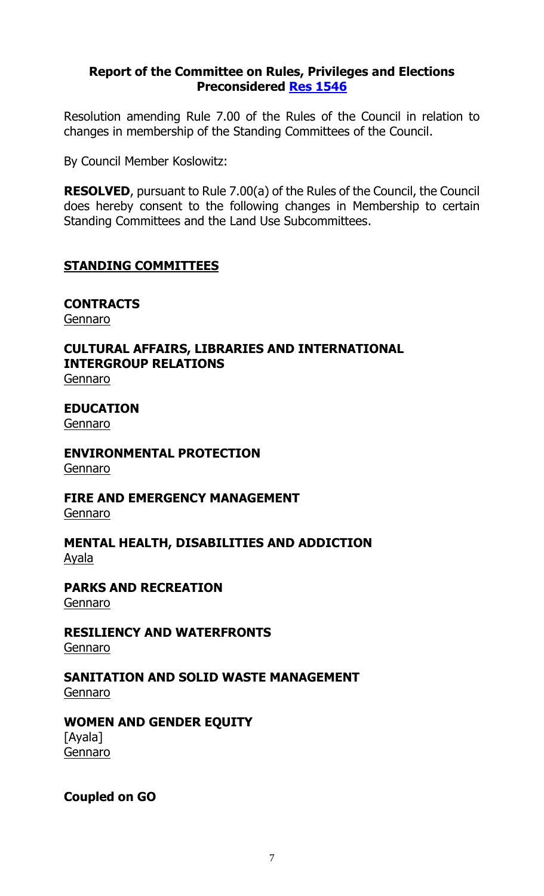**Report of the Committee on Rules, Privileges and Elections**
**Preconsidered Res 1546**

Resolution amending Rule 7.00 of the Rules of the Council in relation to changes in membership of the Standing Committees of the Council.

By Council Member Koslowitz:

**RESOLVED**, pursuant to Rule 7.00(a) of the Rules of the Council, the Council does hereby consent to the following changes in Membership to certain Standing Committees and the Land Use Subcommittees.

**STANDING COMMITTEES**

**CONTRACTS**
Gennaro

**CULTURAL AFFAIRS, LIBRARIES AND INTERNATIONAL INTERGROUP RELATIONS**
Gennaro

**EDUCATION**
Gennaro

**ENVIRONMENTAL PROTECTION**
Gennaro

**FIRE AND EMERGENCY MANAGEMENT**
Gennaro

**MENTAL HEALTH, DISABILITIES AND ADDICTION**
Ayala

**PARKS AND RECREATION**
Gennaro

**RESILIENCY AND WATERFRONTS**
Gennaro

**SANITATION AND SOLID WASTE MANAGEMENT**
Gennaro

**WOMEN AND GENDER EQUITY**
[Ayala]
Gennaro

**Coupled on GO**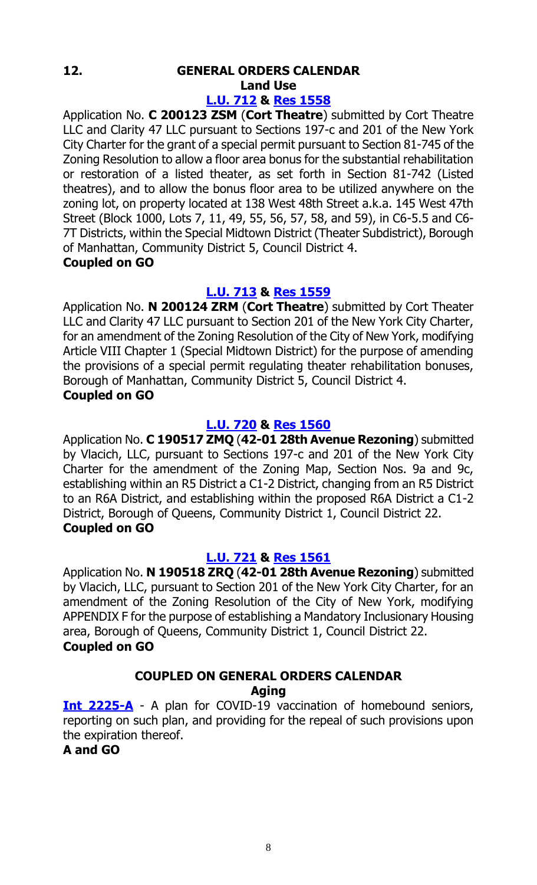## 12. GENERAL ORDERS CALENDAR

### Land Use

**L.U. 712 & Res 1558**

Application No. **C 200123 ZSM** (**Cort Theatre**) submitted by Cort Theatre LLC and Clarity 47 LLC pursuant to Sections 197-c and 201 of the New York City Charter for the grant of a special permit pursuant to Section 81-745 of the Zoning Resolution to allow a floor area bonus for the substantial rehabilitation or restoration of a listed theater, as set forth in Section 81-742 (Listed theatres), and to allow the bonus floor area to be utilized anywhere on the zoning lot, on property located at 138 West 48th Street a.k.a. 145 West 47th Street (Block 1000, Lots 7, 11, 49, 55, 56, 57, 58, and 59), in C6-5.5 and C6-7T Districts, within the Special Midtown District (Theater Subdistrict), Borough of Manhattan, Community District 5, Council District 4.

**Coupled on GO**

**L.U. 713 & Res 1559**

Application No. **N 200124 ZRM** (**Cort Theatre**) submitted by Cort Theater LLC and Clarity 47 LLC pursuant to Section 201 of the New York City Charter, for an amendment of the Zoning Resolution of the City of New York, modifying Article VIII Chapter 1 (Special Midtown District) for the purpose of amending the provisions of a special permit regulating theater rehabilitation bonuses, Borough of Manhattan, Community District 5, Council District 4.

**Coupled on GO**

**L.U. 720 & Res 1560**

Application No. **C 190517 ZMQ** (**42-01 28th Avenue Rezoning**) submitted by Vlacich, LLC, pursuant to Sections 197-c and 201 of the New York City Charter for the amendment of the Zoning Map, Section Nos. 9a and 9c, establishing within an R5 District a C1-2 District, changing from an R5 District to an R6A District, and establishing within the proposed R6A District a C1-2 District, Borough of Queens, Community District 1, Council District 22.

**Coupled on GO**

**L.U. 721 & Res 1561**

Application No. **N 190518 ZRQ** (**42-01 28th Avenue Rezoning**) submitted by Vlacich, LLC, pursuant to Section 201 of the New York City Charter, for an amendment of the Zoning Resolution of the City of New York, modifying APPENDIX F for the purpose of establishing a Mandatory Inclusionary Housing area, Borough of Queens, Community District 1, Council District 22.

**Coupled on GO**

### COUPLED ON GENERAL ORDERS CALENDAR

### Aging

**Int 2225-A** - A plan for COVID-19 vaccination of homebound seniors, reporting on such plan, and providing for the repeal of such provisions upon the expiration thereof.

**A and GO**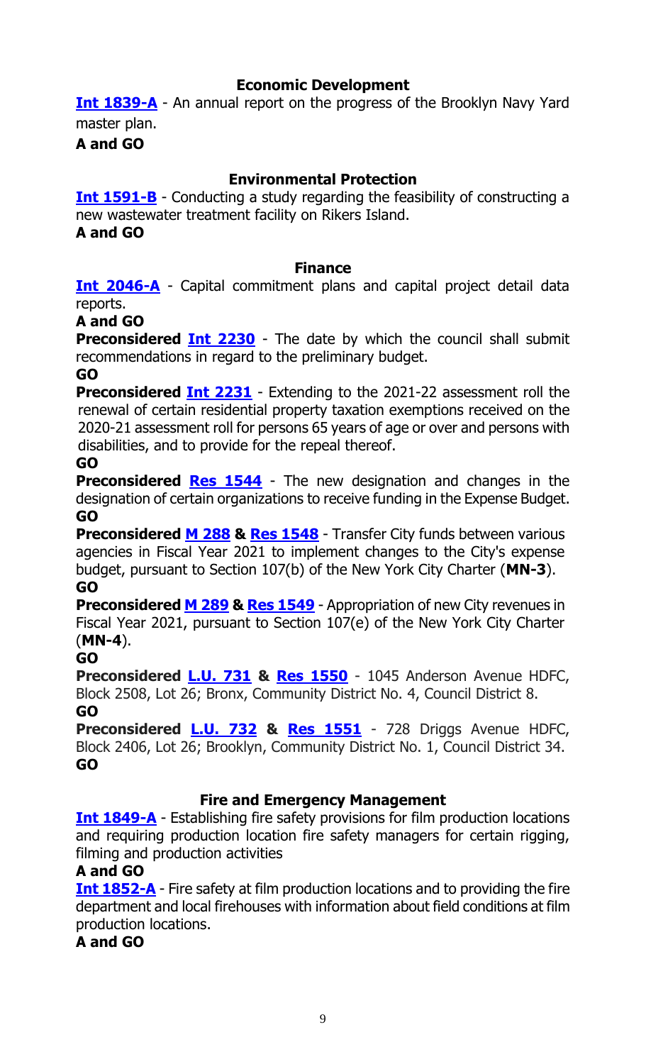### Economic Development

**Int 1839-A** - An annual report on the progress of the Brooklyn Navy Yard master plan.

**A and GO**

### Environmental Protection

**Int 1591-B** - Conducting a study regarding the feasibility of constructing a new wastewater treatment facility on Rikers Island.

**A and GO**

### Finance

**Int 2046-A** - Capital commitment plans and capital project detail data reports.

**A and GO**

**Preconsidered Int 2230** - The date by which the council shall submit recommendations in regard to the preliminary budget.

**GO**

**Preconsidered Int 2231** - Extending to the 2021-22 assessment roll the renewal of certain residential property taxation exemptions received on the 2020-21 assessment roll for persons 65 years of age or over and persons with disabilities, and to provide for the repeal thereof.

**GO**

**Preconsidered Res 1544** - The new designation and changes in the designation of certain organizations to receive funding in the Expense Budget.

**GO**

**Preconsidered M 288 & Res 1548** - Transfer City funds between various agencies in Fiscal Year 2021 to implement changes to the City's expense budget, pursuant to Section 107(b) of the New York City Charter (**MN-3**).

**GO**

**Preconsidered M 289 & Res 1549** - Appropriation of new City revenues in Fiscal Year 2021, pursuant to Section 107(e) of the New York City Charter (**MN-4**).

**GO**

**Preconsidered L.U. 731 & Res 1550** - 1045 Anderson Avenue HDFC, Block 2508, Lot 26; Bronx, Community District No. 4, Council District 8.

**GO**

**Preconsidered L.U. 732 & Res 1551** - 728 Driggs Avenue HDFC, Block 2406, Lot 26; Brooklyn, Community District No. 1, Council District 34.

**GO**

### Fire and Emergency Management

**Int 1849-A** - Establishing fire safety provisions for film production locations and requiring production location fire safety managers for certain rigging, filming and production activities

**A and GO**

**Int 1852-A** - Fire safety at film production locations and to providing the fire department and local firehouses with information about field conditions at film production locations.

**A and GO**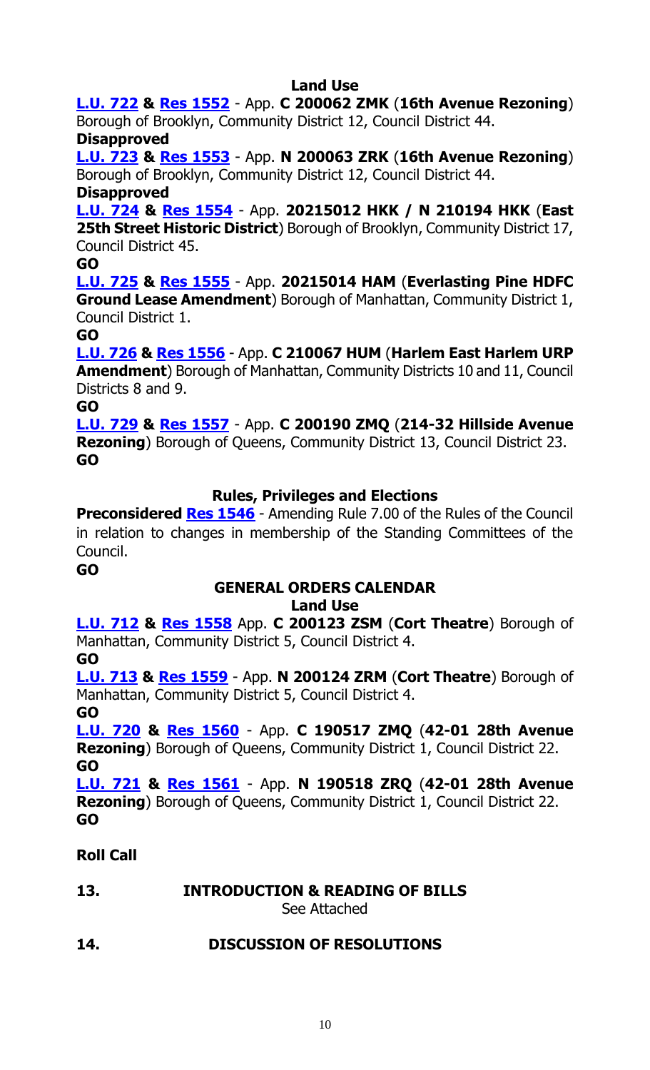### Land Use

**L.U. 722 & Res 1552** - App. **C 200062 ZMK** (**16th Avenue Rezoning**) Borough of Brooklyn, Community District 12, Council District 44.
**Disapproved**

**L.U. 723 & Res 1553** - App. **N 200063 ZRK** (**16th Avenue Rezoning**) Borough of Brooklyn, Community District 12, Council District 44.
**Disapproved**

**L.U. 724 & Res 1554** - App. **20215012 HKK / N 210194 HKK** (**East 25th Street Historic District**) Borough of Brooklyn, Community District 17, Council District 45.
**GO**

**L.U. 725 & Res 1555** - App. **20215014 HAM** (**Everlasting Pine HDFC Ground Lease Amendment**) Borough of Manhattan, Community District 1, Council District 1.
**GO**

**L.U. 726 & Res 1556** - App. **C 210067 HUM** (**Harlem East Harlem URP Amendment**) Borough of Manhattan, Community Districts 10 and 11, Council Districts 8 and 9.
**GO**

**L.U. 729 & Res 1557** - App. **C 200190 ZMQ** (**214-32 Hillside Avenue Rezoning**) Borough of Queens, Community District 13, Council District 23.
**GO**

### Rules, Privileges and Elections

**Preconsidered Res 1546** - Amending Rule 7.00 of the Rules of the Council in relation to changes in membership of the Standing Committees of the Council.
**GO**

### GENERAL ORDERS CALENDAR

### Land Use

**L.U. 712 & Res 1558** App. **C 200123 ZSM** (**Cort Theatre**) Borough of Manhattan, Community District 5, Council District 4.
**GO**

**L.U. 713 & Res 1559** - App. **N 200124 ZRM** (**Cort Theatre**) Borough of Manhattan, Community District 5, Council District 4.
**GO**

**L.U. 720 & Res 1560** - App. **C 190517 ZMQ** (**42-01 28th Avenue Rezoning**) Borough of Queens, Community District 1, Council District 22.
**GO**

**L.U. 721 & Res 1561** - App. **N 190518 ZRQ** (**42-01 28th Avenue Rezoning**) Borough of Queens, Community District 1, Council District 22.
**GO**

**Roll Call**

**13. INTRODUCTION & READING OF BILLS**

See Attached

**14. DISCUSSION OF RESOLUTIONS**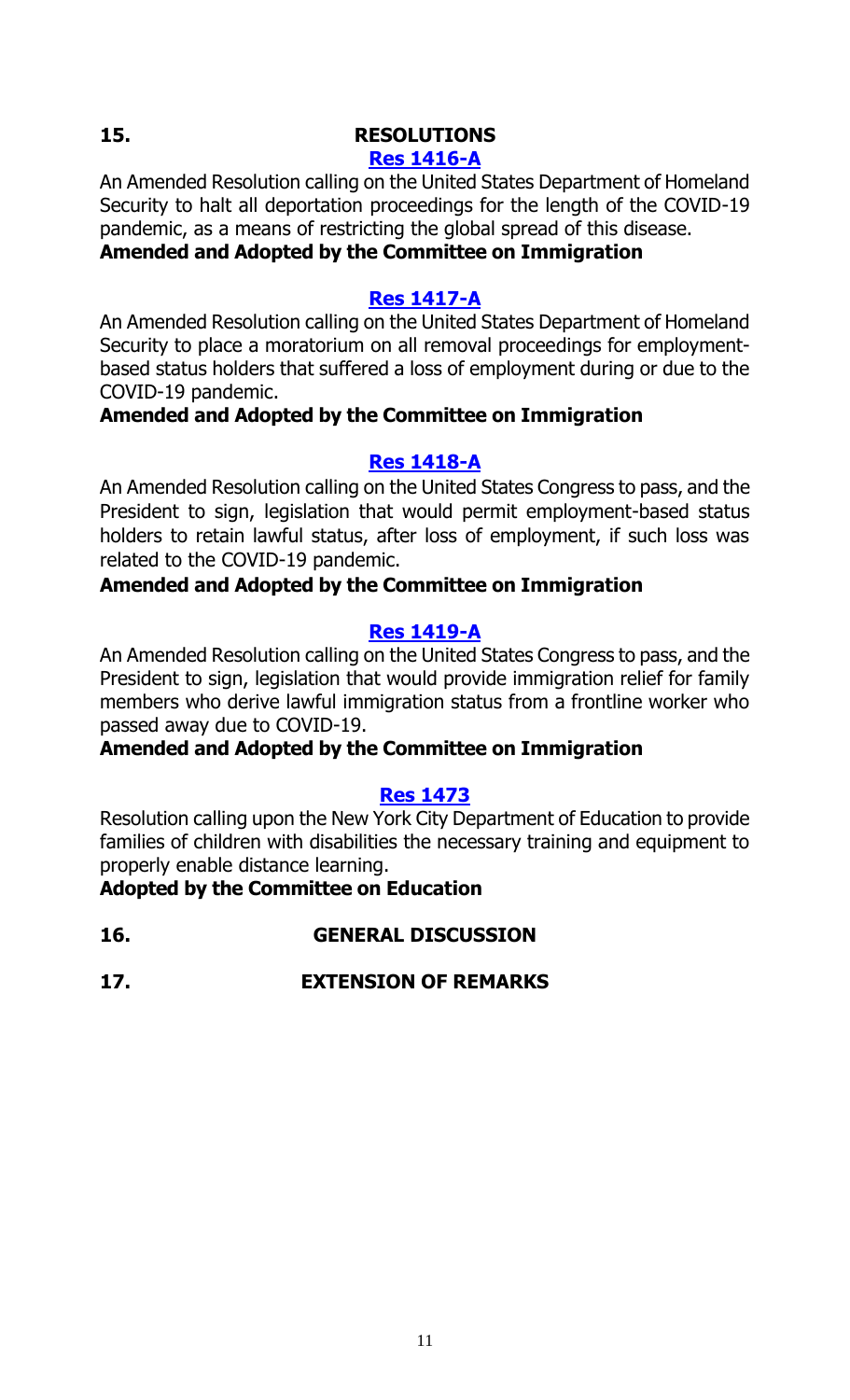**15. RESOLUTIONS**

**[Res 1416-A]**

An Amended Resolution calling on the United States Department of Homeland Security to halt all deportation proceedings for the length of the COVID-19 pandemic, as a means of restricting the global spread of this disease.

**Amended and Adopted by the Committee on Immigration**

**[Res 1417-A]**

An Amended Resolution calling on the United States Department of Homeland Security to place a moratorium on all removal proceedings for employment-based status holders that suffered a loss of employment during or due to the COVID-19 pandemic.

**Amended and Adopted by the Committee on Immigration**

**[Res 1418-A]**

An Amended Resolution calling on the United States Congress to pass, and the President to sign, legislation that would permit employment-based status holders to retain lawful status, after loss of employment, if such loss was related to the COVID-19 pandemic.

**Amended and Adopted by the Committee on Immigration**

**[Res 1419-A]**

An Amended Resolution calling on the United States Congress to pass, and the President to sign, legislation that would provide immigration relief for family members who derive lawful immigration status from a frontline worker who passed away due to COVID-19.

**Amended and Adopted by the Committee on Immigration**

**[Res 1473]**

Resolution calling upon the New York City Department of Education to provide families of children with disabilities the necessary training and equipment to properly enable distance learning.

**Adopted by the Committee on Education**

**16. GENERAL DISCUSSION**

**17. EXTENSION OF REMARKS**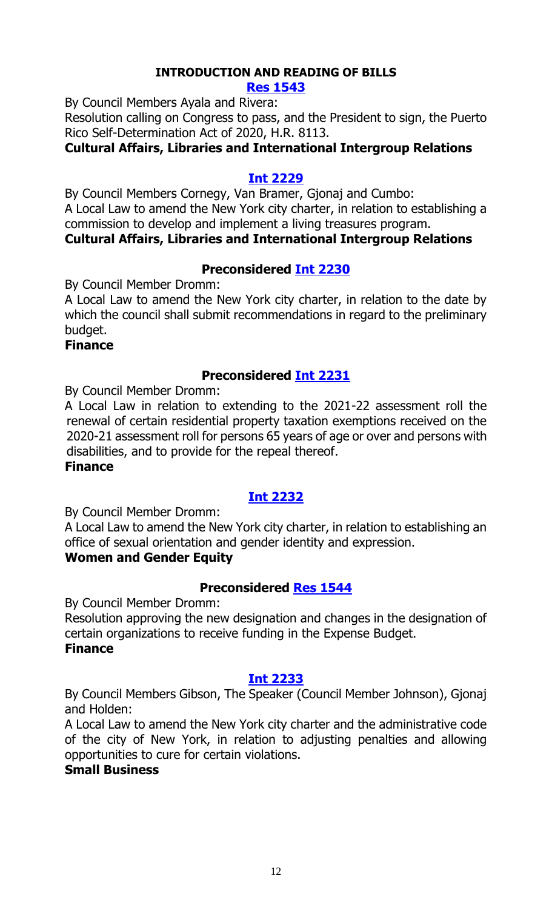## INTRODUCTION AND READING OF BILLS

### Res 1543

By Council Members Ayala and Rivera:

Resolution calling on Congress to pass, and the President to sign, the Puerto Rico Self-Determination Act of 2020, H.R. 8113.

**Cultural Affairs, Libraries and International Intergroup Relations**

### Int 2229

By Council Members Cornegy, Van Bramer, Gjonaj and Cumbo:

A Local Law to amend the New York city charter, in relation to establishing a commission to develop and implement a living treasures program.

**Cultural Affairs, Libraries and International Intergroup Relations**

### Preconsidered Int 2230

By Council Member Dromm:

A Local Law to amend the New York city charter, in relation to the date by which the council shall submit recommendations in regard to the preliminary budget.

**Finance**

### Preconsidered Int 2231

By Council Member Dromm:

A Local Law in relation to extending to the 2021-22 assessment roll the renewal of certain residential property taxation exemptions received on the 2020-21 assessment roll for persons 65 years of age or over and persons with disabilities, and to provide for the repeal thereof.

**Finance**

### Int 2232

By Council Member Dromm:

A Local Law to amend the New York city charter, in relation to establishing an office of sexual orientation and gender identity and expression.

**Women and Gender Equity**

### Preconsidered Res 1544

By Council Member Dromm:

Resolution approving the new designation and changes in the designation of certain organizations to receive funding in the Expense Budget.

**Finance**

### Int 2233

By Council Members Gibson, The Speaker (Council Member Johnson), Gjonaj and Holden:

A Local Law to amend the New York city charter and the administrative code of the city of New York, in relation to adjusting penalties and allowing opportunities to cure for certain violations.

**Small Business**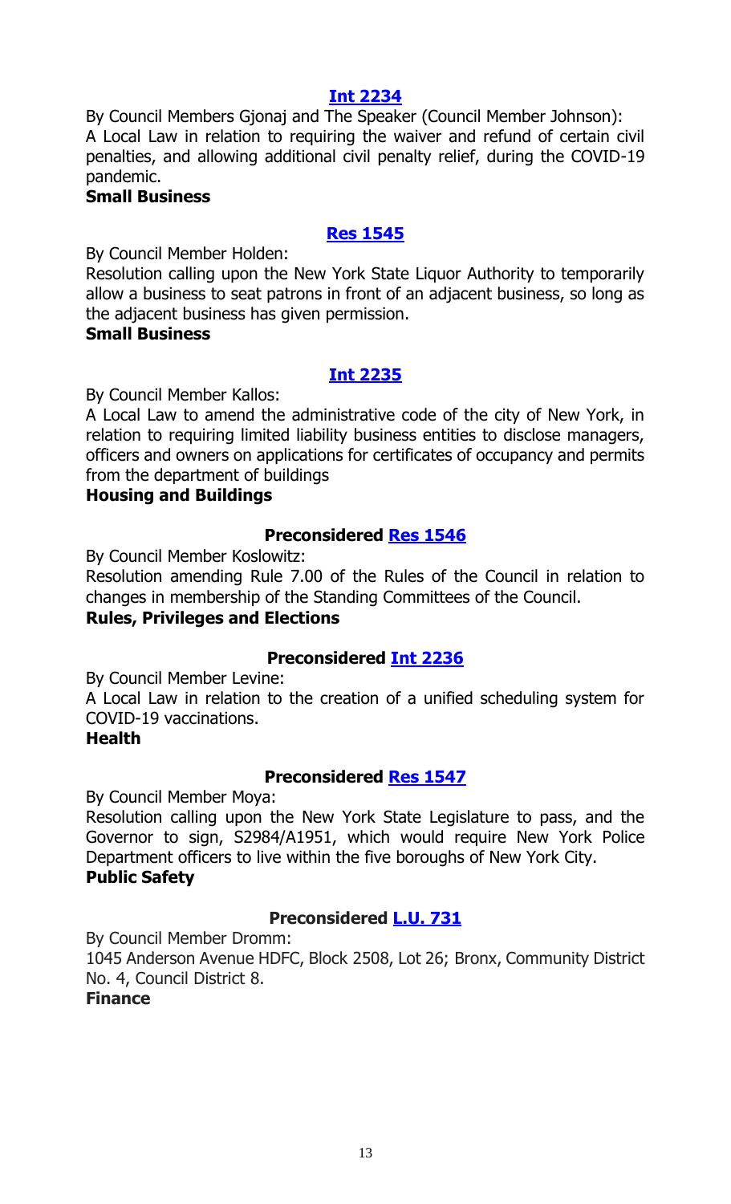**Int 2234**

By Council Members Gjonaj and The Speaker (Council Member Johnson):
A Local Law in relation to requiring the waiver and refund of certain civil penalties, and allowing additional civil penalty relief, during the COVID-19 pandemic.
**Small Business**

**Res 1545**

By Council Member Holden:
Resolution calling upon the New York State Liquor Authority to temporarily allow a business to seat patrons in front of an adjacent business, so long as the adjacent business has given permission.
**Small Business**

**Int 2235**

By Council Member Kallos:
A Local Law to amend the administrative code of the city of New York, in relation to requiring limited liability business entities to disclose managers, officers and owners on applications for certificates of occupancy and permits from the department of buildings
**Housing and Buildings**

**Preconsidered Res 1546**

By Council Member Koslowitz:
Resolution amending Rule 7.00 of the Rules of the Council in relation to changes in membership of the Standing Committees of the Council.
**Rules, Privileges and Elections**

**Preconsidered Int 2236**

By Council Member Levine:
A Local Law in relation to the creation of a unified scheduling system for COVID-19 vaccinations.
**Health**

**Preconsidered Res 1547**

By Council Member Moya:
Resolution calling upon the New York State Legislature to pass, and the Governor to sign, S2984/A1951, which would require New York Police Department officers to live within the five boroughs of New York City.
**Public Safety**

**Preconsidered L.U. 731**

By Council Member Dromm:
1045 Anderson Avenue HDFC, Block 2508, Lot 26; Bronx, Community District No. 4, Council District 8.
**Finance**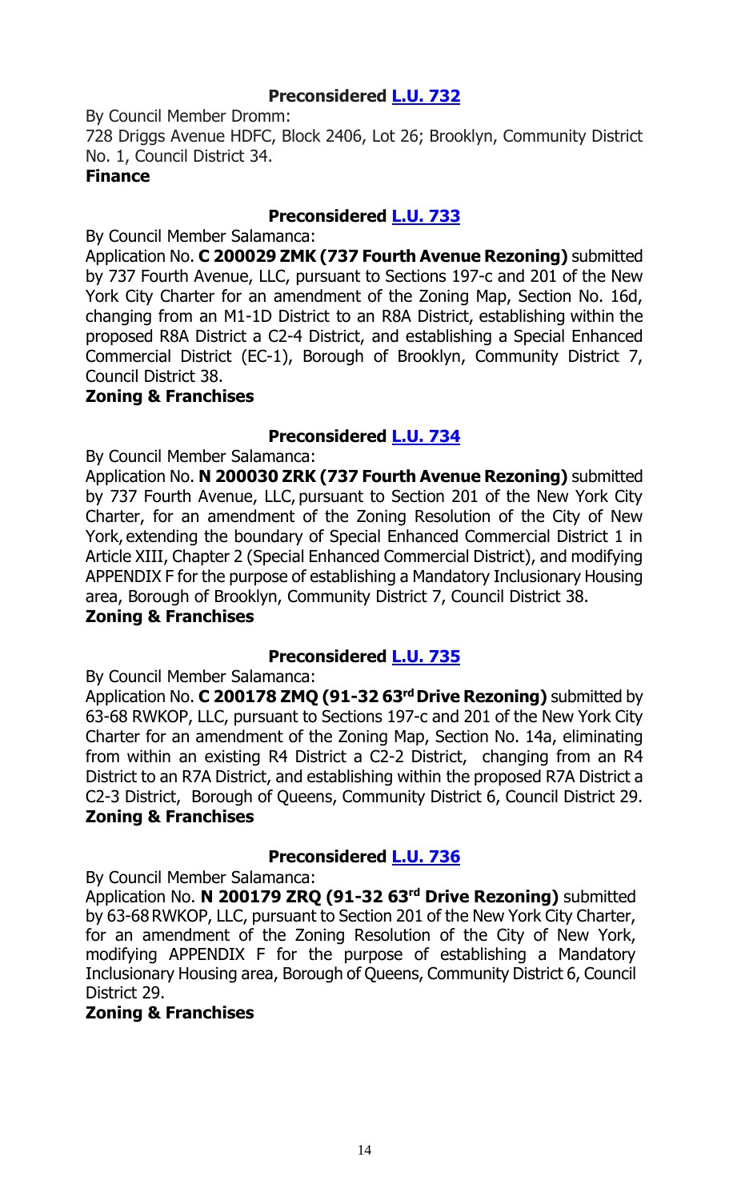### Preconsidered [L.U. 732]

By Council Member Dromm:

728 Driggs Avenue HDFC, Block 2406, Lot 26; Brooklyn, Community District No. 1, Council District 34.

**Finance**

### Preconsidered [L.U. 733]

By Council Member Salamanca:

Application No. **C 200029 ZMK (737 Fourth Avenue Rezoning)** submitted by 737 Fourth Avenue, LLC, pursuant to Sections 197-c and 201 of the New York City Charter for an amendment of the Zoning Map, Section No. 16d, changing from an M1-1D District to an R8A District, establishing within the proposed R8A District a C2-4 District, and establishing a Special Enhanced Commercial District (EC-1), Borough of Brooklyn, Community District 7, Council District 38.

**Zoning & Franchises**

### Preconsidered [L.U. 734]

By Council Member Salamanca:

Application No. **N 200030 ZRK (737 Fourth Avenue Rezoning)** submitted by 737 Fourth Avenue, LLC, pursuant to Section 201 of the New York City Charter, for an amendment of the Zoning Resolution of the City of New York, extending the boundary of Special Enhanced Commercial District 1 in Article XIII, Chapter 2 (Special Enhanced Commercial District), and modifying APPENDIX F for the purpose of establishing a Mandatory Inclusionary Housing area, Borough of Brooklyn, Community District 7, Council District 38.

**Zoning & Franchises**

### Preconsidered [L.U. 735]

By Council Member Salamanca:

Application No. **C 200178 ZMQ (91-32 63rd Drive Rezoning)** submitted by 63-68 RWKOP, LLC, pursuant to Sections 197-c and 201 of the New York City Charter for an amendment of the Zoning Map, Section No. 14a, eliminating from within an existing R4 District a C2-2 District, changing from an R4 District to an R7A District, and establishing within the proposed R7A District a C2-3 District, Borough of Queens, Community District 6, Council District 29.

**Zoning & Franchises**

### Preconsidered [L.U. 736]

By Council Member Salamanca:

Application No. **N 200179 ZRQ (91-32 63rd Drive Rezoning)** submitted by 63-68 RWKOP, LLC, pursuant to Section 201 of the New York City Charter, for an amendment of the Zoning Resolution of the City of New York, modifying APPENDIX F for the purpose of establishing a Mandatory Inclusionary Housing area, Borough of Queens, Community District 6, Council District 29.

**Zoning & Franchises**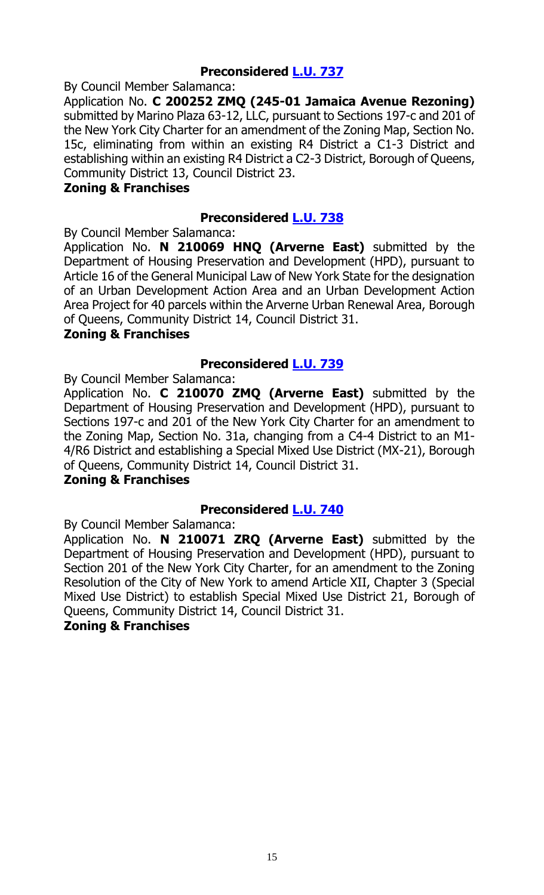### Preconsidered L.U. 737

By Council Member Salamanca:

Application No. **C 200252 ZMQ (245-01 Jamaica Avenue Rezoning)** submitted by Marino Plaza 63-12, LLC, pursuant to Sections 197-c and 201 of the New York City Charter for an amendment of the Zoning Map, Section No. 15c, eliminating from within an existing R4 District a C1-3 District and establishing within an existing R4 District a C2-3 District, Borough of Queens, Community District 13, Council District 23.

**Zoning & Franchises**

### Preconsidered L.U. 738

By Council Member Salamanca:

Application No. **N 210069 HNQ (Arverne East)** submitted by the Department of Housing Preservation and Development (HPD), pursuant to Article 16 of the General Municipal Law of New York State for the designation of an Urban Development Action Area and an Urban Development Action Area Project for 40 parcels within the Arverne Urban Renewal Area, Borough of Queens, Community District 14, Council District 31.

**Zoning & Franchises**

### Preconsidered L.U. 739

By Council Member Salamanca:

Application No. **C 210070 ZMQ (Arverne East)** submitted by the Department of Housing Preservation and Development (HPD), pursuant to Sections 197-c and 201 of the New York City Charter for an amendment to the Zoning Map, Section No. 31a, changing from a C4-4 District to an M1-4/R6 District and establishing a Special Mixed Use District (MX-21), Borough of Queens, Community District 14, Council District 31.

**Zoning & Franchises**

### Preconsidered L.U. 740

By Council Member Salamanca:

Application No. **N 210071 ZRQ (Arverne East)** submitted by the Department of Housing Preservation and Development (HPD), pursuant to Section 201 of the New York City Charter, for an amendment to the Zoning Resolution of the City of New York to amend Article XII, Chapter 3 (Special Mixed Use District) to establish Special Mixed Use District 21, Borough of Queens, Community District 14, Council District 31.

**Zoning & Franchises**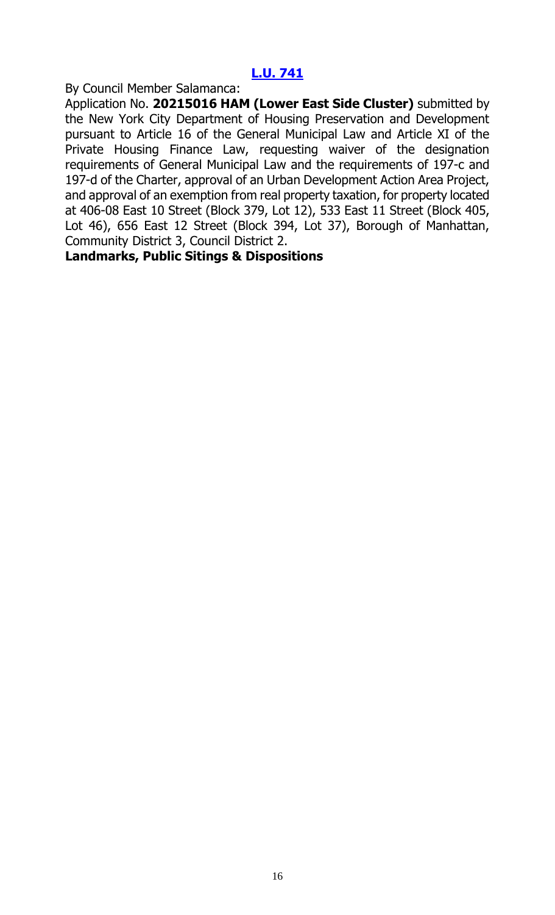**L.U. 741**

By Council Member Salamanca:

Application No. **20215016 HAM (Lower East Side Cluster)** submitted by the New York City Department of Housing Preservation and Development pursuant to Article 16 of the General Municipal Law and Article XI of the Private Housing Finance Law, requesting waiver of the designation requirements of General Municipal Law and the requirements of 197-c and 197-d of the Charter, approval of an Urban Development Action Area Project, and approval of an exemption from real property taxation, for property located at 406-08 East 10 Street (Block 379, Lot 12), 533 East 11 Street (Block 405, Lot 46), 656 East 12 Street (Block 394, Lot 37), Borough of Manhattan, Community District 3, Council District 2.

**Landmarks, Public Sitings & Dispositions**